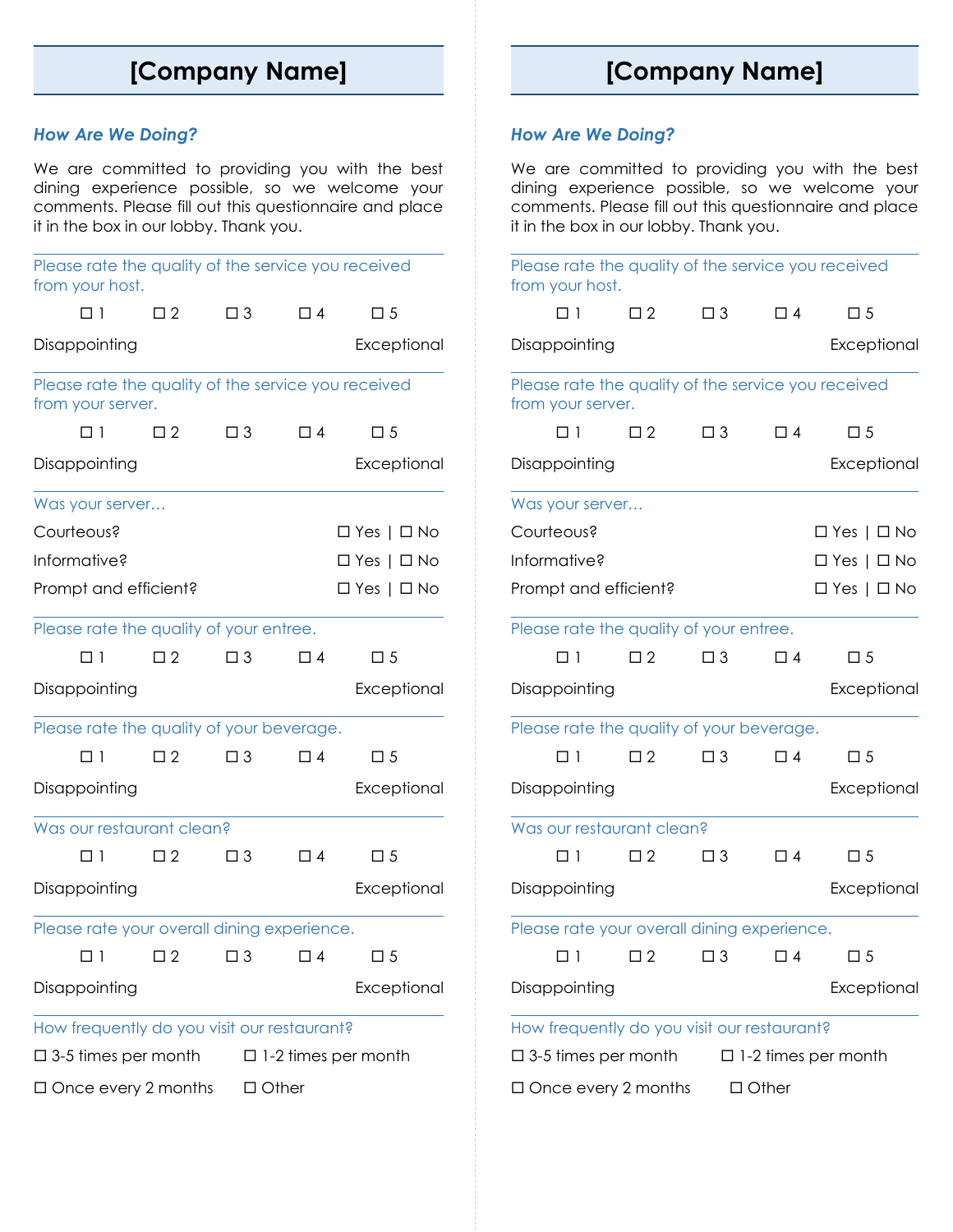# [Company Name]

### *How Are We Doing?*

We are committed to providing you with the best dining experience possible, so we welcome your comments. Please fill out this questionnaire and place it in the box in our lobby. Thank you.

---

Please rate the quality of the service you received from your host.

☐ 1 ☐ 2 ☐ 3 ☐ 4 ☐ 5

Disappointing Exceptional

---

Please rate the quality of the service you received from your server.

☐ 1 ☐ 2 ☐ 3 ☐ 4 ☐ 5

Disappointing Exceptional

---

Was your server…

Courteous? ☐ Yes | ☐ No

Informative? ☐ Yes | ☐ No

Prompt and efficient? ☐ Yes | ☐ No

---

Please rate the quality of your entree.

☐ 1 ☐ 2 ☐ 3 ☐ 4 ☐ 5

Disappointing Exceptional

---

Please rate the quality of your beverage.

☐ 1 ☐ 2 ☐ 3 ☐ 4 ☐ 5

Disappointing Exceptional

---

Was our restaurant clean?

☐ 1 ☐ 2 ☐ 3 ☐ 4 ☐ 5

Disappointing Exceptional

---

Please rate your overall dining experience.

☐ 1 ☐ 2 ☐ 3 ☐ 4 ☐ 5

Disappointing Exceptional

---

How frequently do you visit our restaurant?

☐ 3-5 times per month ☐ 1-2 times per month

☐ Once every 2 months ☐ Other

---

# [Company Name]

### *How Are We Doing?*

We are committed to providing you with the best dining experience possible, so we welcome your comments. Please fill out this questionnaire and place it in the box in our lobby. Thank you.

---

Please rate the quality of the service you received from your host.

☐ 1 ☐ 2 ☐ 3 ☐ 4 ☐ 5

Disappointing Exceptional

---

Please rate the quality of the service you received from your server.

☐ 1 ☐ 2 ☐ 3 ☐ 4 ☐ 5

Disappointing Exceptional

---

Was your server…

Courteous? ☐ Yes | ☐ No

Informative? ☐ Yes | ☐ No

Prompt and efficient? ☐ Yes | ☐ No

---

Please rate the quality of your entree.

☐ 1 ☐ 2 ☐ 3 ☐ 4 ☐ 5

Disappointing Exceptional

---

Please rate the quality of your beverage.

☐ 1 ☐ 2 ☐ 3 ☐ 4 ☐ 5

Disappointing Exceptional

---

Was our restaurant clean?

☐ 1 ☐ 2 ☐ 3 ☐ 4 ☐ 5

Disappointing Exceptional

---

Please rate your overall dining experience.

☐ 1 ☐ 2 ☐ 3 ☐ 4 ☐ 5

Disappointing Exceptional

---

How frequently do you visit our restaurant?

☐ 3-5 times per month ☐ 1-2 times per month

☐ Once every 2 months ☐ Other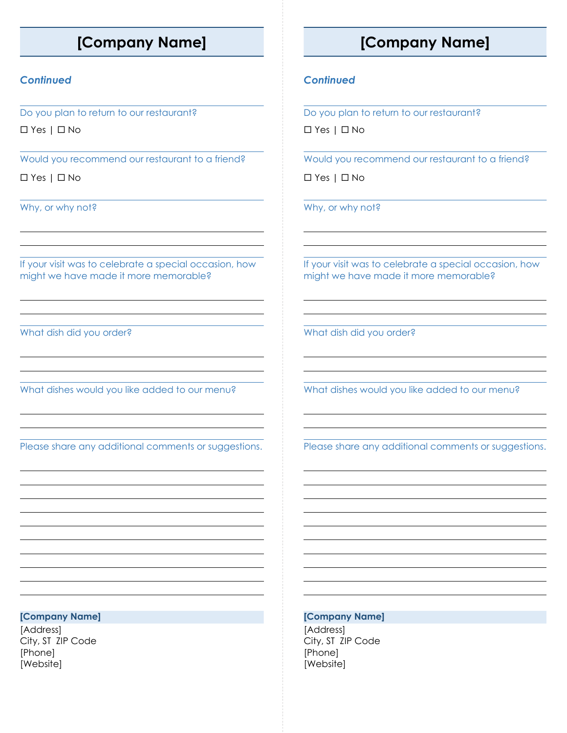# [Company Name]

***Continued***

Do you plan to return to our restaurant?

☐ Yes | ☐ No

Would you recommend our restaurant to a friend?

☐ Yes | ☐ No

Why, or why not?

If your visit was to celebrate a special occasion, how might we have made it more memorable?

What dish did you order?

What dishes would you like added to our menu?

Please share any additional comments or suggestions.

**[Company Name]**
[Address]
City, ST ZIP Code
[Phone]
[Website]

# [Company Name]

***Continued***

Do you plan to return to our restaurant?

☐ Yes | ☐ No

Would you recommend our restaurant to a friend?

☐ Yes | ☐ No

Why, or why not?

If your visit was to celebrate a special occasion, how might we have made it more memorable?

What dish did you order?

What dishes would you like added to our menu?

Please share any additional comments or suggestions.

**[Company Name]**
[Address]
City, ST ZIP Code
[Phone]
[Website]